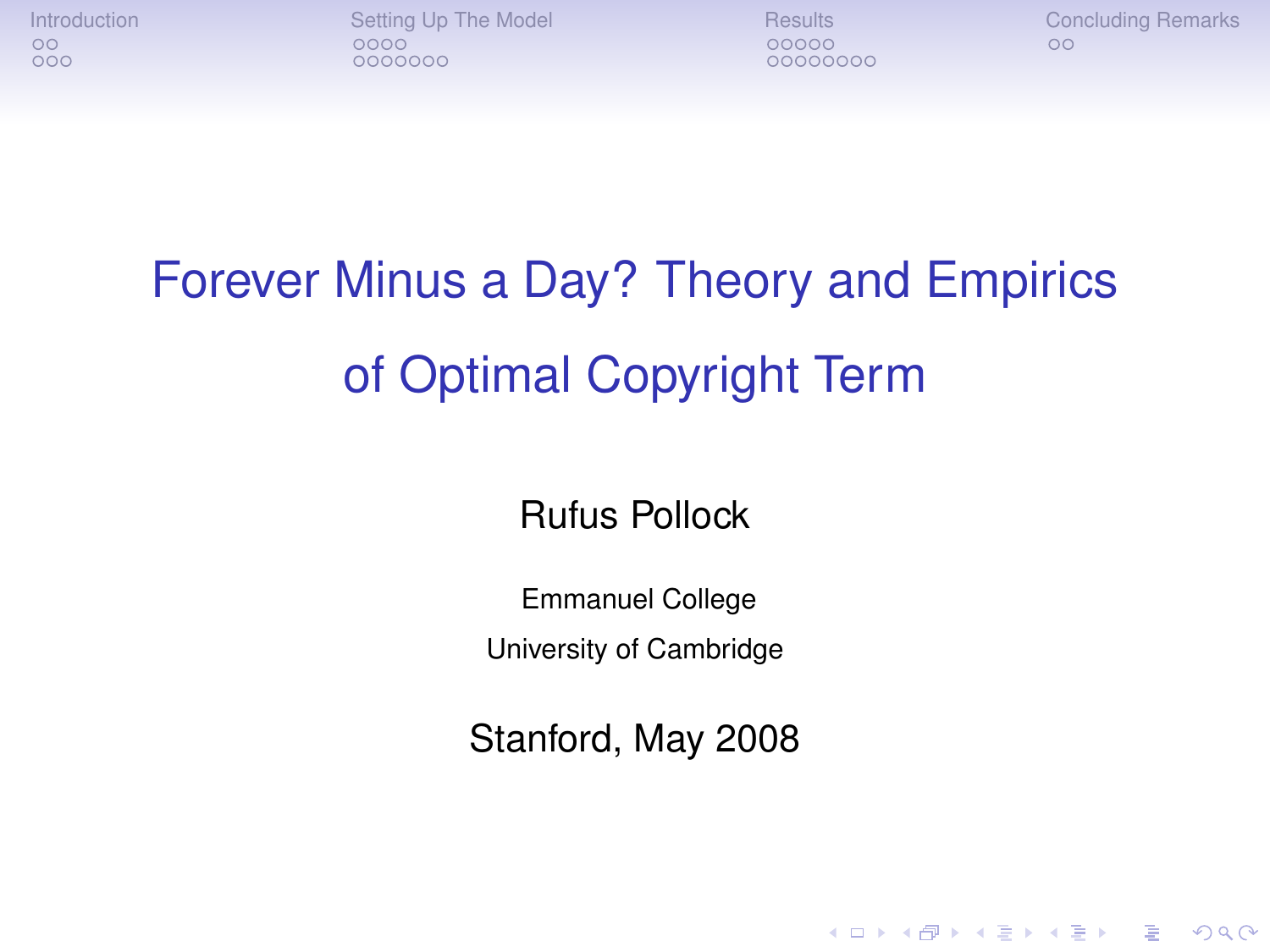# Forever Minus a Day? Theory and Empirics of Optimal Copyright Term

Rufus Pollock

Emmanuel College

University of Cambridge

Stanford, May 2008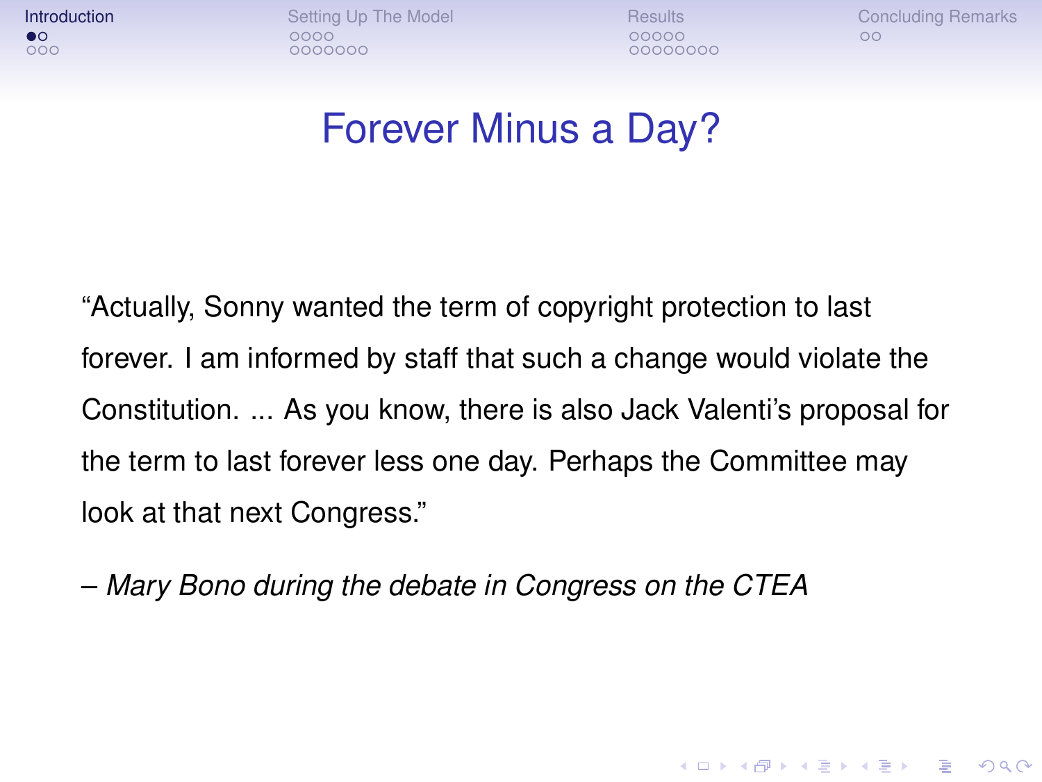# Forever Minus a Day?

"Actually, Sonny wanted the term of copyright protection to last forever. I am informed by staff that such a change would violate the Constitution. ... As you know, there is also Jack Valenti's proposal for the term to last forever less one day. Perhaps the Committee may look at that next Congress."

– *Mary Bono during the debate in Congress on the CTEA*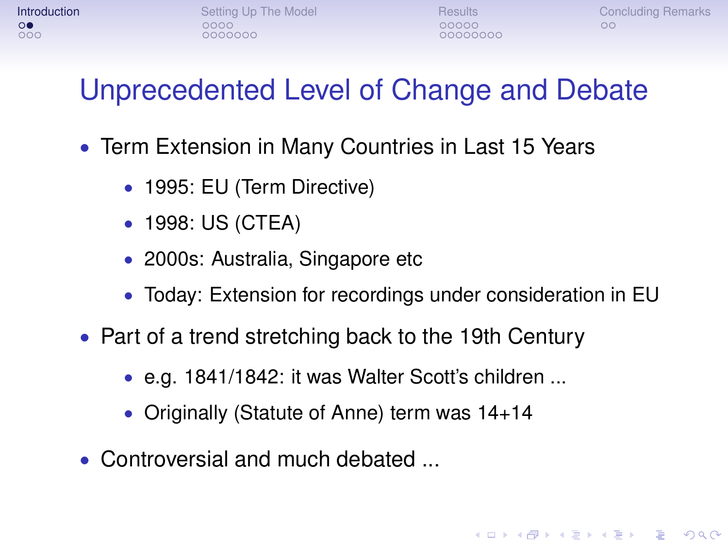# Unprecedented Level of Change and Debate

- Term Extension in Many Countries in Last 15 Years
  - 1995: EU (Term Directive)
  - 1998: US (CTEA)
  - 2000s: Australia, Singapore etc
  - Today: Extension for recordings under consideration in EU
- Part of a trend stretching back to the 19th Century
  - e.g. 1841/1842: it was Walter Scott's children ...
  - Originally (Statute of Anne) term was 14+14
- Controversial and much debated ...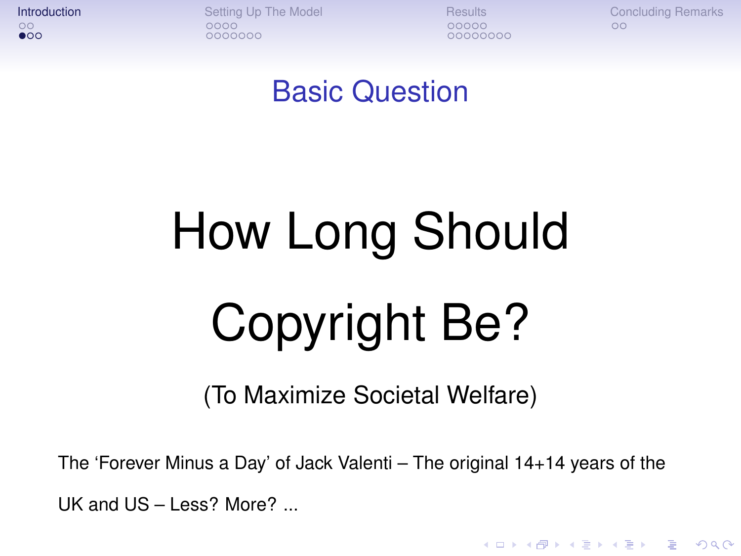## Basic Question

# How Long Should Copyright Be?

(To Maximize Societal Welfare)

The 'Forever Minus a Day' of Jack Valenti – The original 14+14 years of the UK and US – Less? More? ...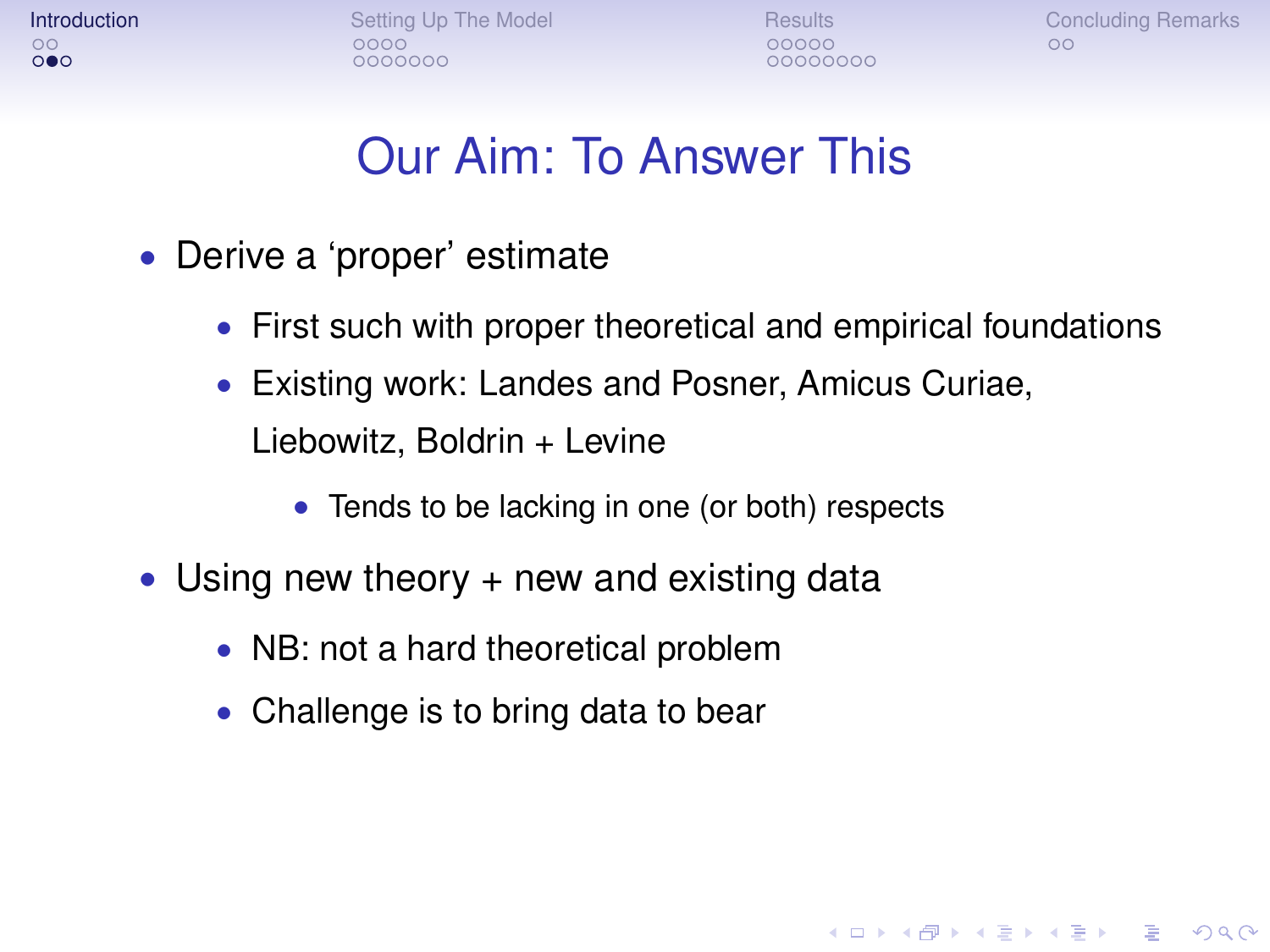# Our Aim: To Answer This

- Derive a ‘proper’ estimate
  - First such with proper theoretical and empirical foundations
  - Existing work: Landes and Posner, Amicus Curiae, Liebowitz, Boldrin + Levine
    - Tends to be lacking in one (or both) respects
- Using new theory + new and existing data
  - NB: not a hard theoretical problem
  - Challenge is to bring data to bear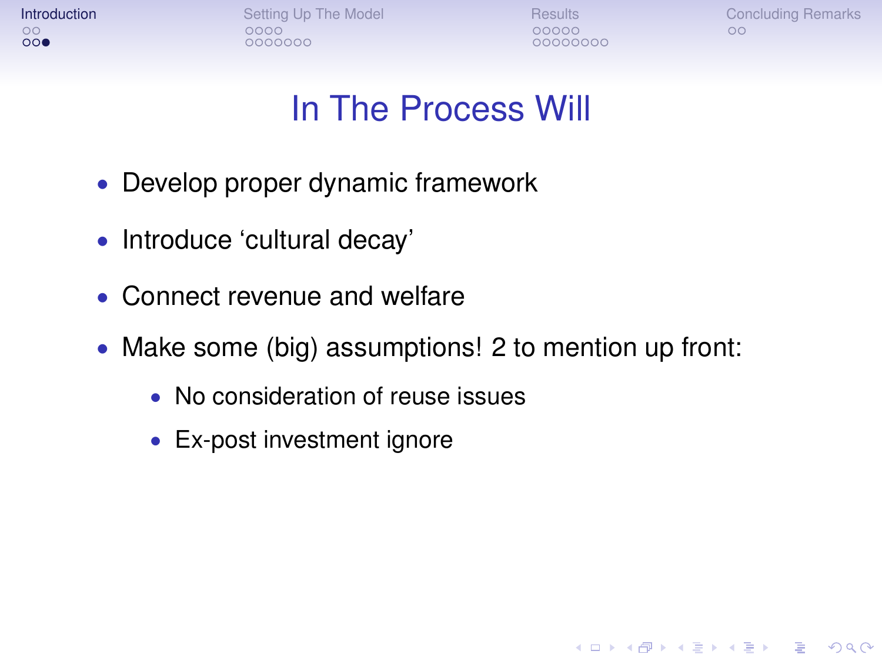# In The Process Will

- Develop proper dynamic framework
- Introduce ‘cultural decay’
- Connect revenue and welfare
- Make some (big) assumptions! 2 to mention up front:
  - No consideration of reuse issues
  - Ex-post investment ignore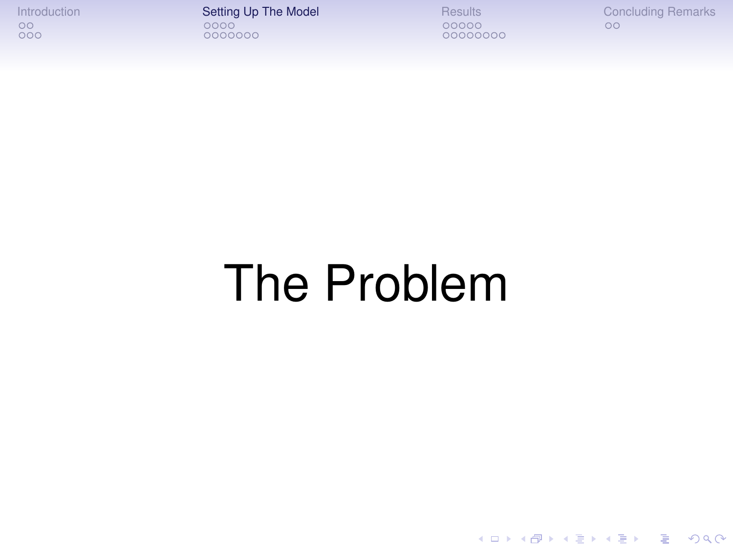# The Problem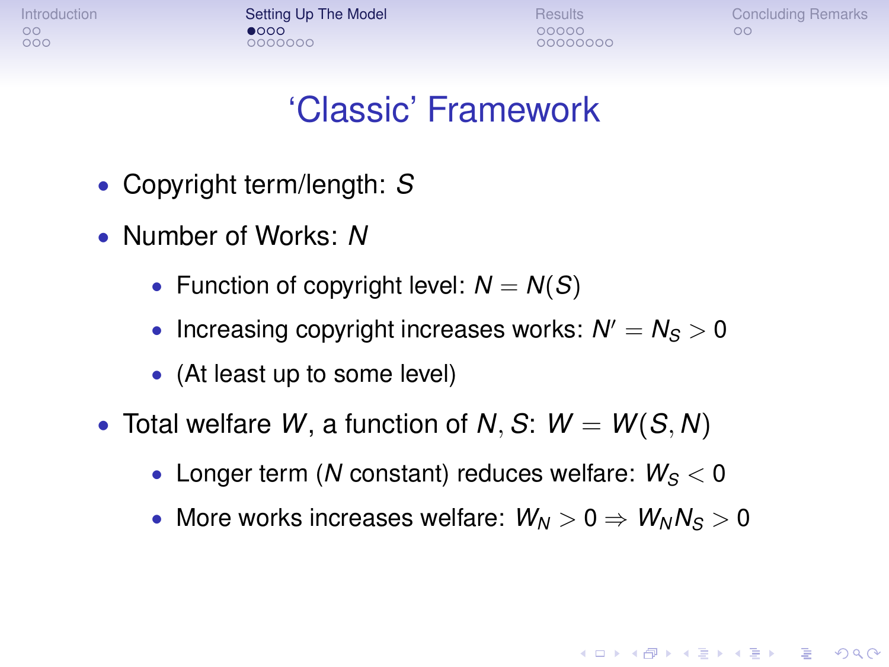# ‘Classic’ Framework

- Copyright term/length: $S$
- Number of Works: $N$
  - Function of copyright level: $N = N(S)$
  - Increasing copyright increases works: $N' = N_S > 0$
  - (At least up to some level)
- Total welfare $W$, a function of $N, S$: $W = W(S, N)$
  - Longer term ($N$ constant) reduces welfare: $W_S < 0$
  - More works increases welfare: $W_N > 0 \Rightarrow W_N N_S > 0$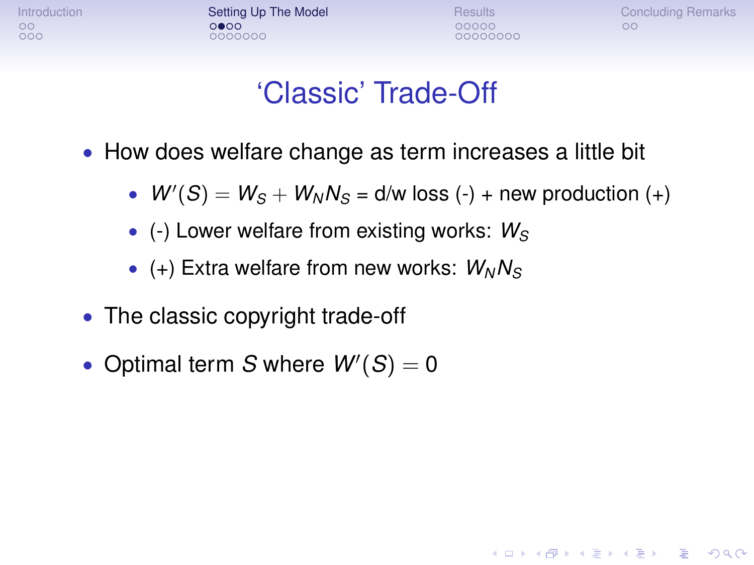# ‘Classic’ Trade-Off

- How does welfare change as term increases a little bit
  - $W'(S) = W_S + W_N N_S$ = d/w loss (-) + new production (+)
  - (-) Lower welfare from existing works: $W_S$
  - (+) Extra welfare from new works: $W_N N_S$
- The classic copyright trade-off
- Optimal term $S$ where $W'(S) = 0$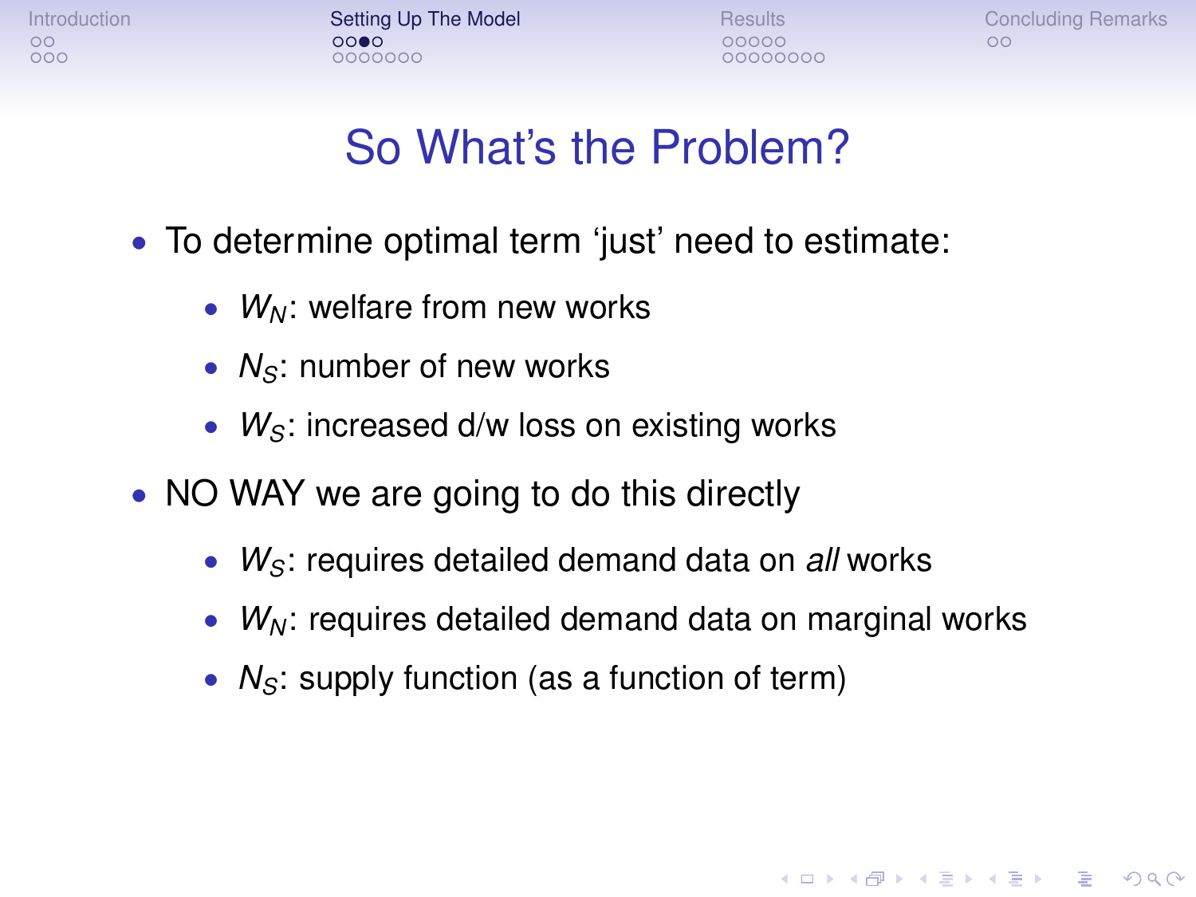# So What's the Problem?

- To determine optimal term 'just' need to estimate:
  - $W_N$: welfare from new works
  - $N_S$: number of new works
  - $W_S$: increased d/w loss on existing works
- NO WAY we are going to do this directly
  - $W_S$: requires detailed demand data on *all* works
  - $W_N$: requires detailed demand data on marginal works
  - $N_S$: supply function (as a function of term)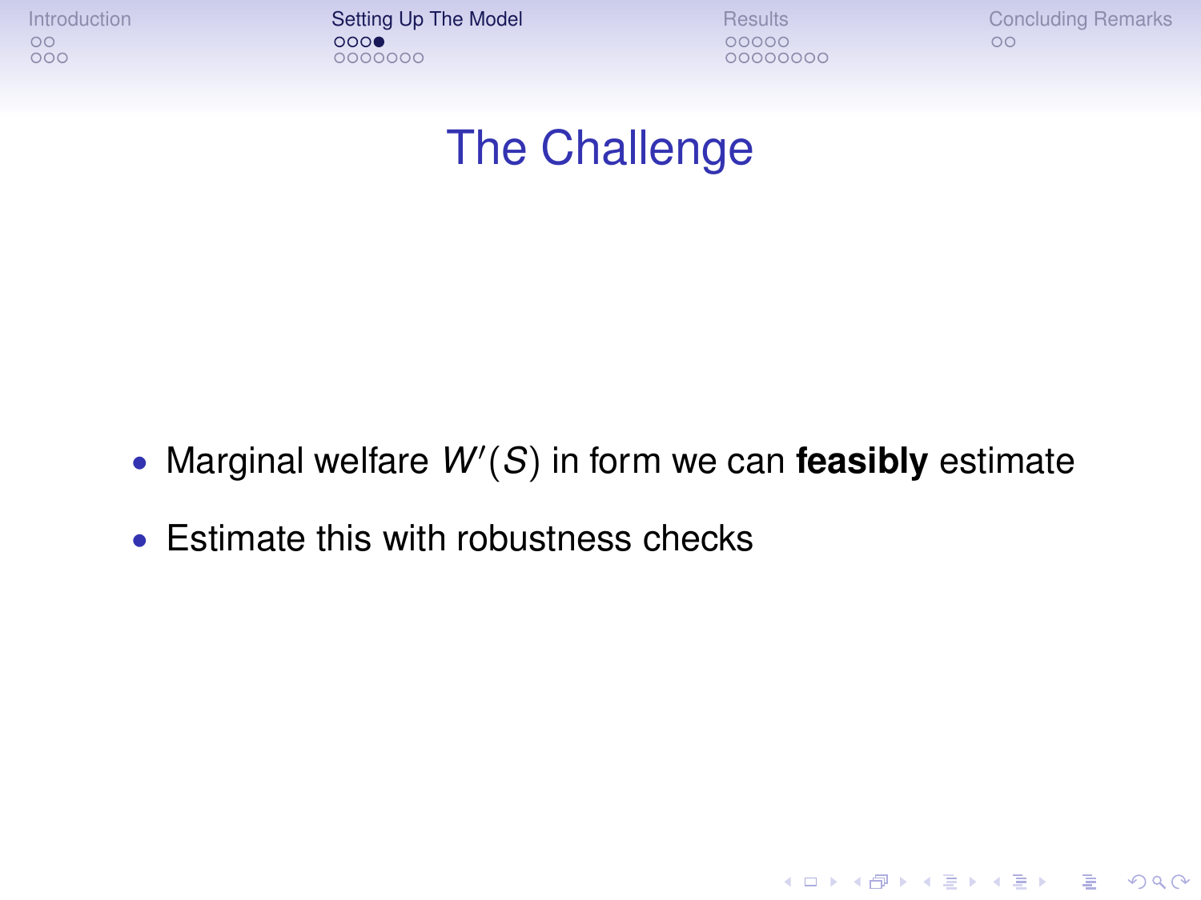# The Challenge

- Marginal welfare $W'(S)$ in form we can **feasibly** estimate
- Estimate this with robustness checks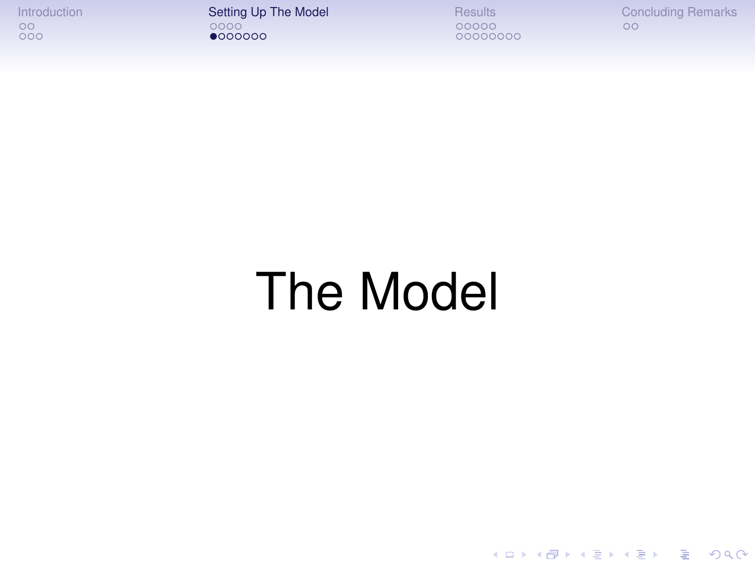# The Model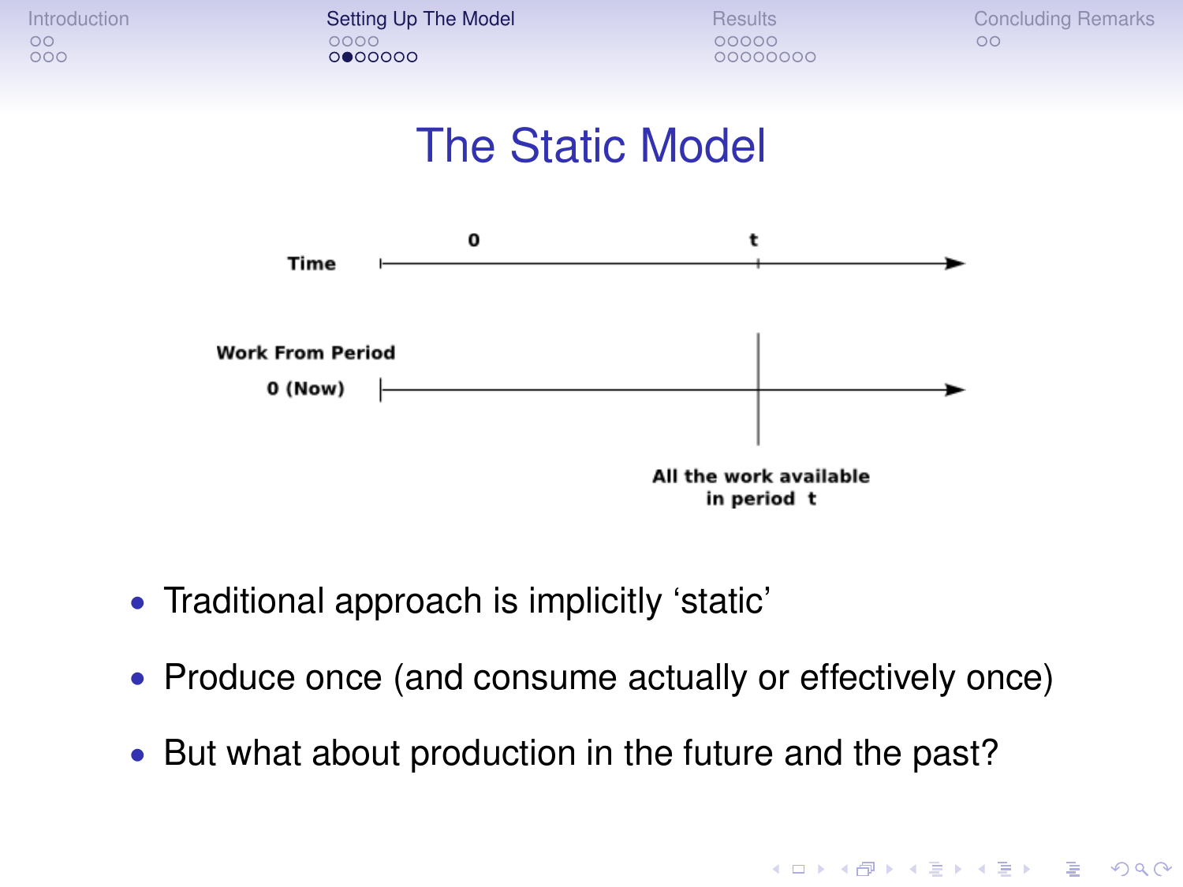# The Static Model

Time

0

t

Work From Period

0 (Now)

All the work available in period t

- Traditional approach is implicitly 'static'
- Produce once (and consume actually or effectively once)
- But what about production in the future and the past?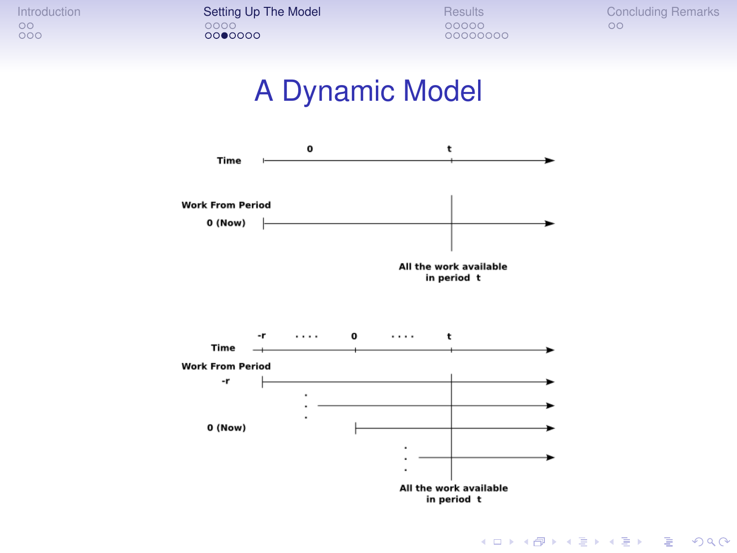# A Dynamic Model

Time — 0 — t

Work From Period

0 (Now)

All the work available in period t

Time — -r .... 0 .... t

Work From Period

-r

0 (Now)

All the work available in period t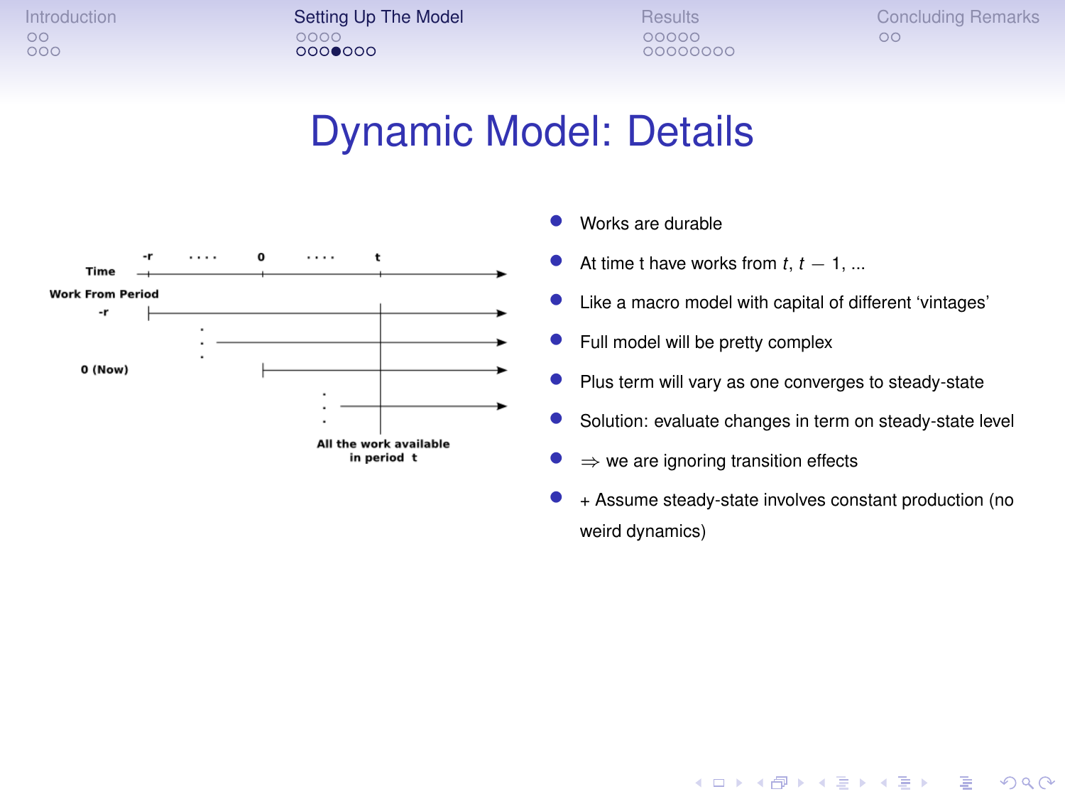# Dynamic Model: Details

Time: -r .... 0 .... t

Work From Period

-r

0 (Now)

All the work available in period t

- Works are durable
- At time t have works from $t$, $t - 1$, ...
- Like a macro model with capital of different 'vintages'
- Full model will be pretty complex
- Plus term will vary as one converges to steady-state
- Solution: evaluate changes in term on steady-state level
- $\Rightarrow$ we are ignoring transition effects
- + Assume steady-state involves constant production (no weird dynamics)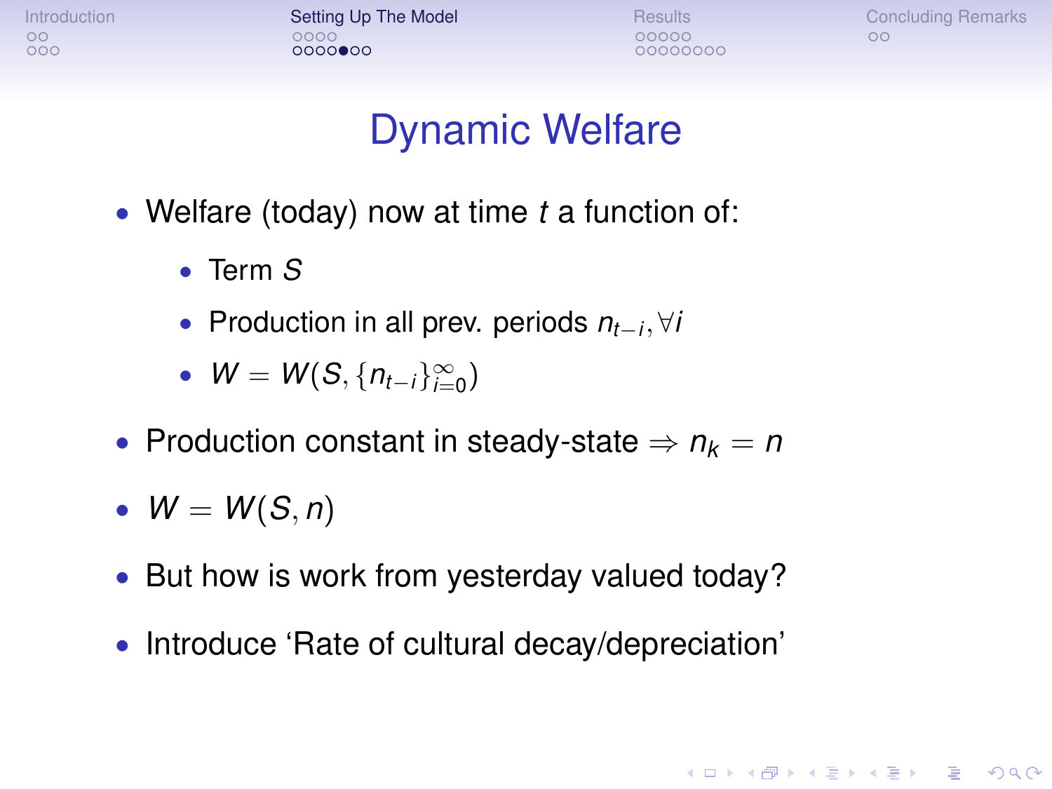# Dynamic Welfare

- Welfare (today) now at time $t$ a function of:
  - Term $S$
  - Production in all prev. periods $n_{t-i}, \forall i$
  - $W = W(S, \{n_{t-i}\}_{i=0}^{\infty})$
- Production constant in steady-state $\Rightarrow n_k = n$
- $W = W(S, n)$
- But how is work from yesterday valued today?
- Introduce 'Rate of cultural decay/depreciation'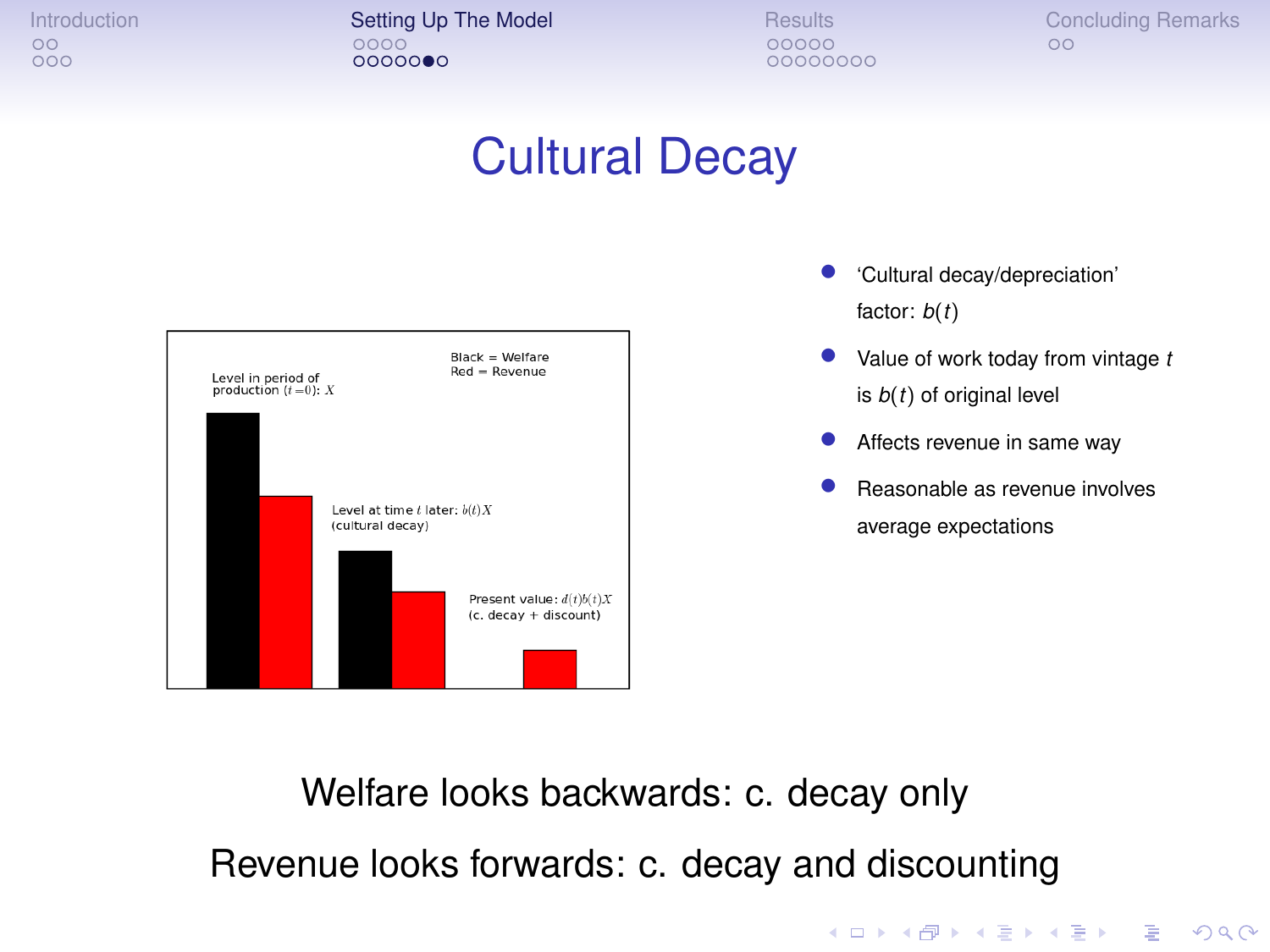# Cultural Decay

Black = Welfare
Red = Revenue

Level in period of production ($t = 0$): $X$

Level at time $t$ later: $b(t)X$ (cultural decay)

Present value: $d(t)b(t)X$ (c. decay + discount)

- 'Cultural decay/depreciation' factor: $b(t)$
- Value of work today from vintage $t$ is $b(t)$ of original level
- Affects revenue in same way
- Reasonable as revenue involves average expectations

Welfare looks backwards: c. decay only

Revenue looks forwards: c. decay and discounting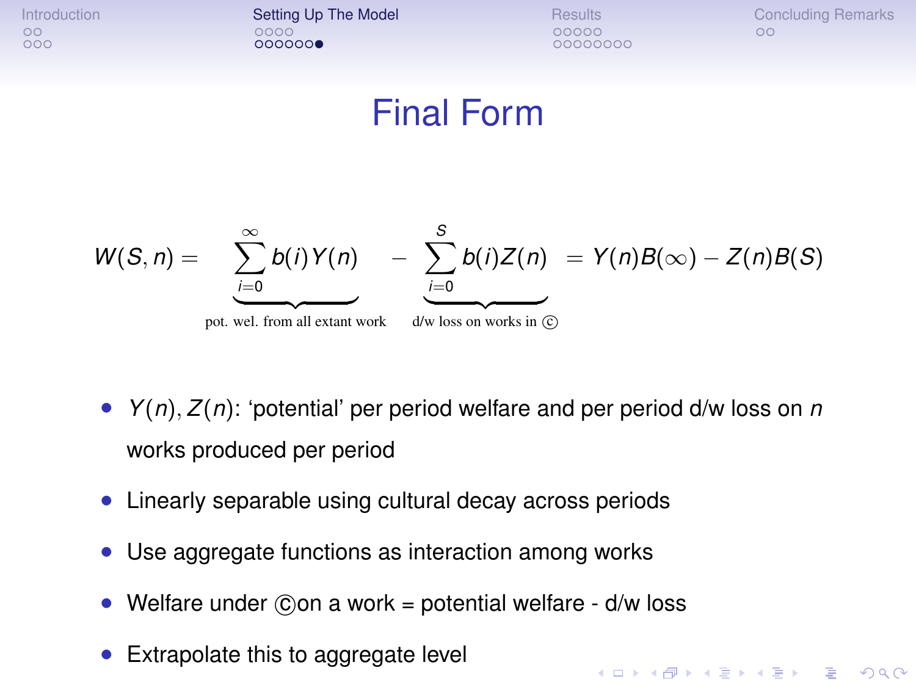# Final Form

$$W(S,n) = \underbrace{\sum_{i=0}^{\infty} b(i)Y(n)}_{\text{pot. wel. from all extant work}} - \underbrace{\sum_{i=0}^{S} b(i)Z(n)}_{\text{d/w loss on works in ©}} = Y(n)B(\infty) - Z(n)B(S)$$

- $Y(n), Z(n)$: 'potential' per period welfare and per period d/w loss on $n$ works produced per period
- Linearly separable using cultural decay across periods
- Use aggregate functions as interaction among works
- Welfare under ©on a work = potential welfare - d/w loss
- Extrapolate this to aggregate level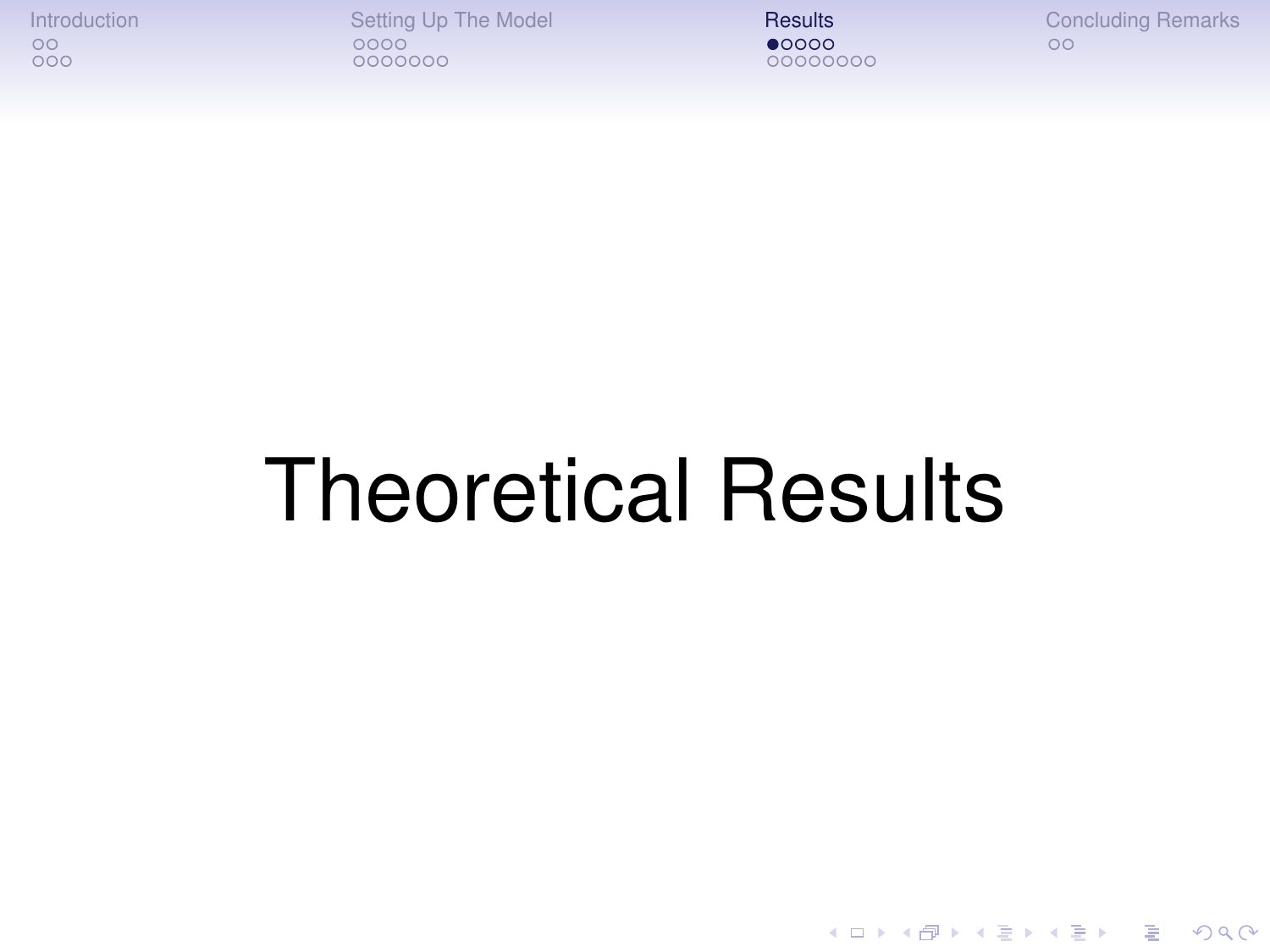# Theoretical Results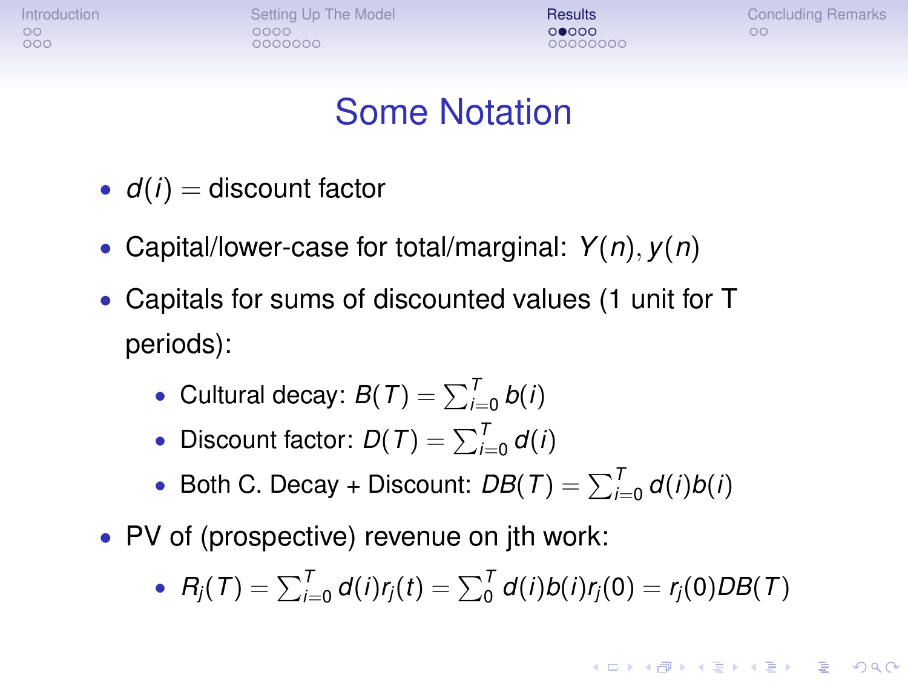# Some Notation

- $d(i)$ = discount factor
- Capital/lower-case for total/marginal: $Y(n), y(n)$
- Capitals for sums of discounted values (1 unit for T periods):
  - Cultural decay: $B(T) = \sum_{i=0}^{T} b(i)$
  - Discount factor: $D(T) = \sum_{i=0}^{T} d(i)$
  - Both C. Decay + Discount: $DB(T) = \sum_{i=0}^{T} d(i)b(i)$
- PV of (prospective) revenue on jth work:
  - $R_j(T) = \sum_{i=0}^{T} d(i)r_j(t) = \sum_{0}^{T} d(i)b(i)r_j(0) = r_j(0)DB(T)$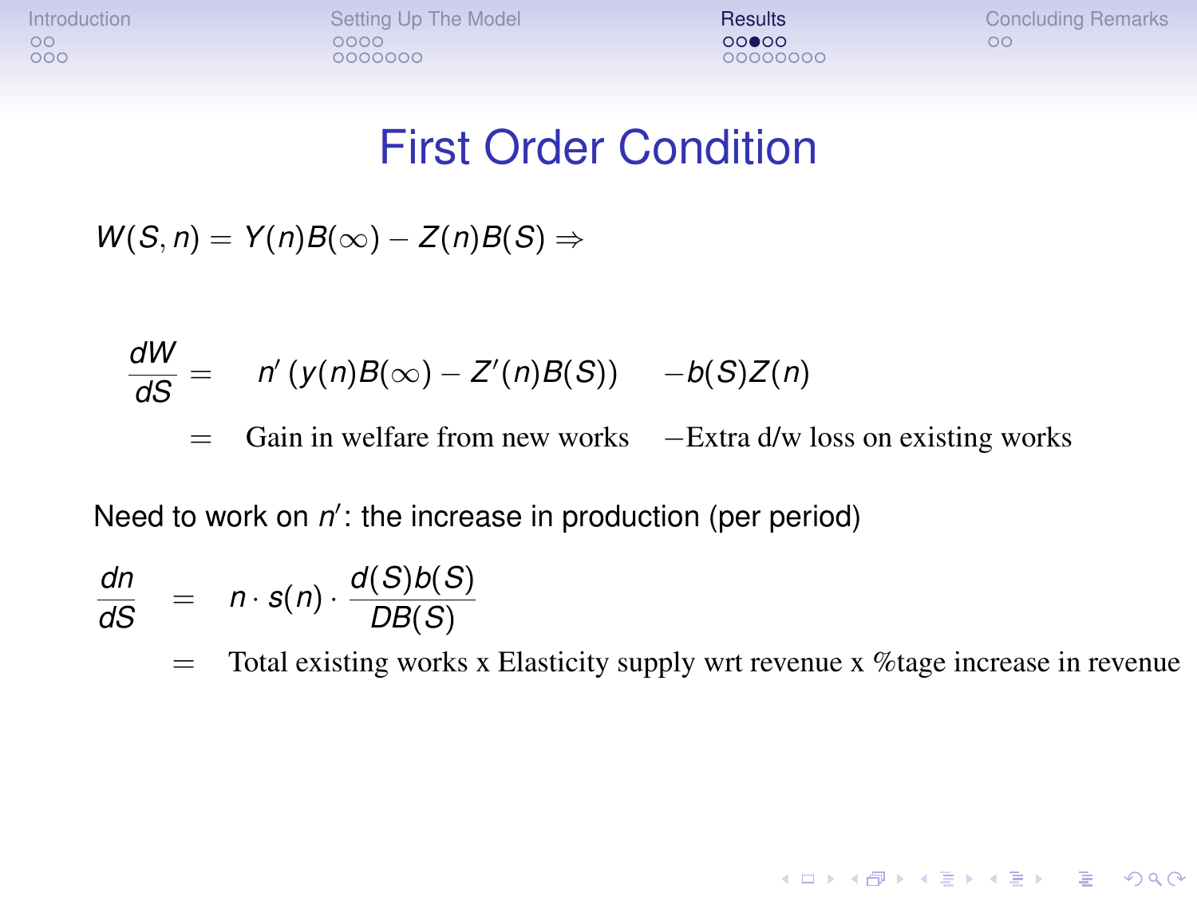# First Order Condition

$$W(S,n) = Y(n)B(\infty) - Z(n)B(S) \Rightarrow$$

$$\begin{aligned} \frac{dW}{dS} &= \quad n'\left(y(n)B(\infty) - Z'(n)B(S)\right) \quad -b(S)Z(n) \\ &= \quad \text{Gain in welfare from new works} \quad -\text{Extra d/w loss on existing works} \end{aligned}$$

Need to work on $n'$: the increase in production (per period)

$$\begin{aligned} \frac{dn}{dS} &= \quad n \cdot s(n) \cdot \frac{d(S)b(S)}{DB(S)} \\ &= \quad \text{Total existing works x Elasticity supply wrt revenue x \%tage increase in revenue} \end{aligned}$$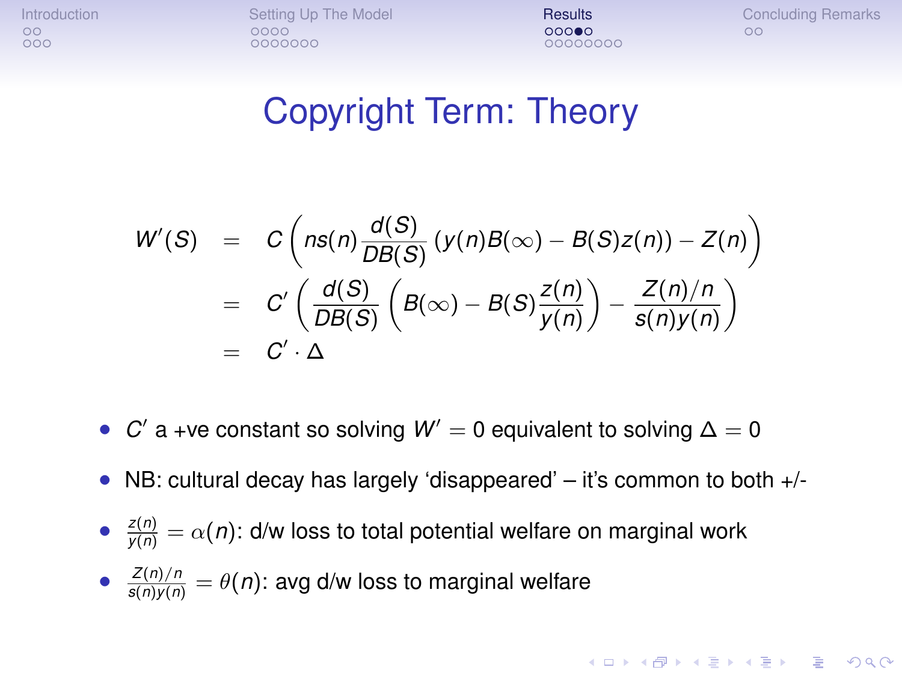# Copyright Term: Theory

$$
\begin{aligned}
W'(S) &= C\left(ns(n)\frac{d(S)}{DB(S)}\left(y(n)B(\infty) - B(S)z(n)\right) - Z(n)\right) \\
&= C'\left(\frac{d(S)}{DB(S)}\left(B(\infty) - B(S)\frac{z(n)}{y(n)}\right) - \frac{Z(n)/n}{s(n)y(n)}\right) \\
&= C' \cdot \Delta
\end{aligned}
$$

- $C'$ a +ve constant so solving $W' = 0$ equivalent to solving $\Delta = 0$
- NB: cultural decay has largely 'disappeared' – it's common to both +/-
- $\frac{z(n)}{y(n)} = \alpha(n)$: d/w loss to total potential welfare on marginal work
- $\frac{Z(n)/n}{s(n)y(n)} = \theta(n)$: avg d/w loss to marginal welfare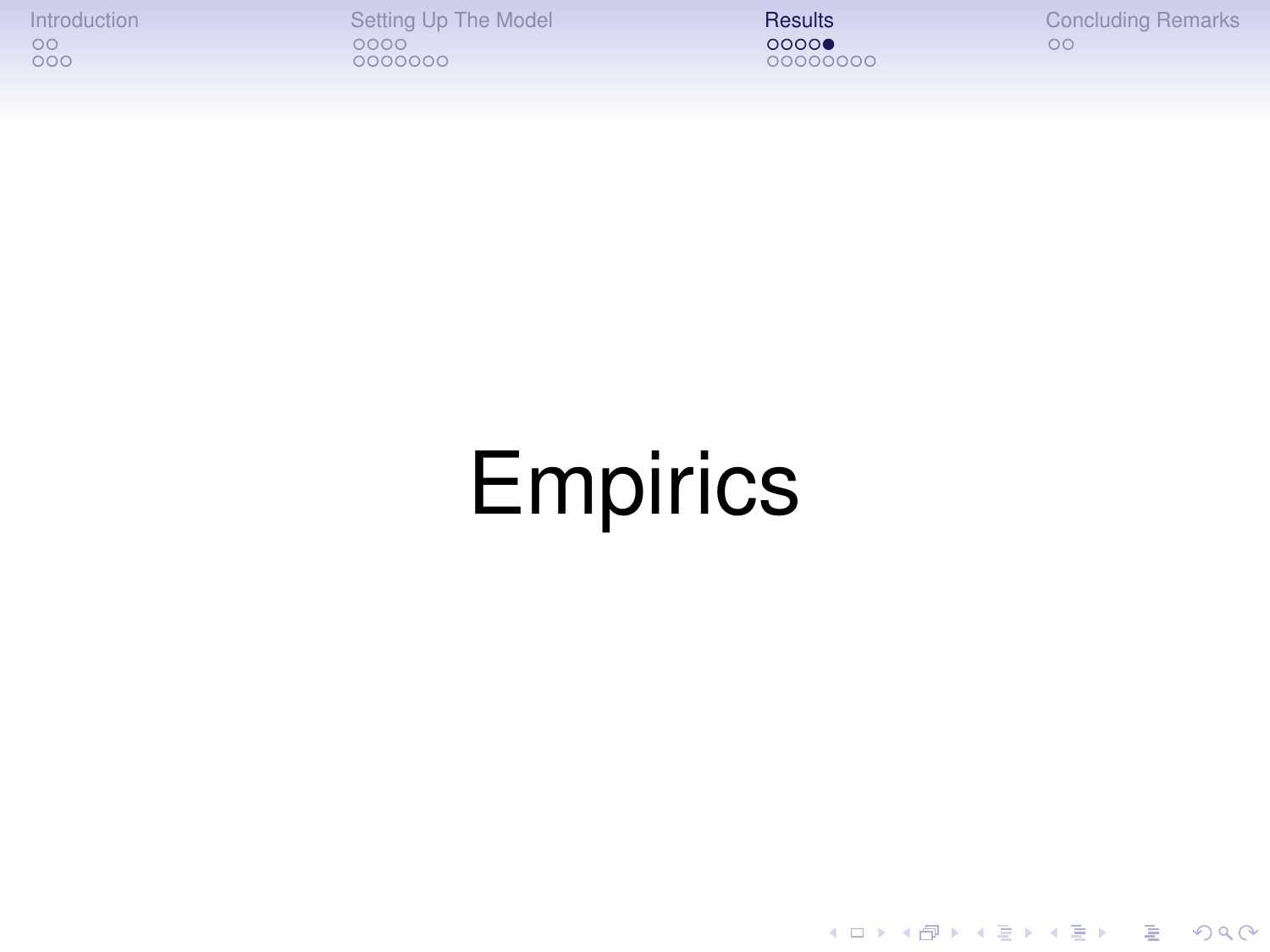# Empirics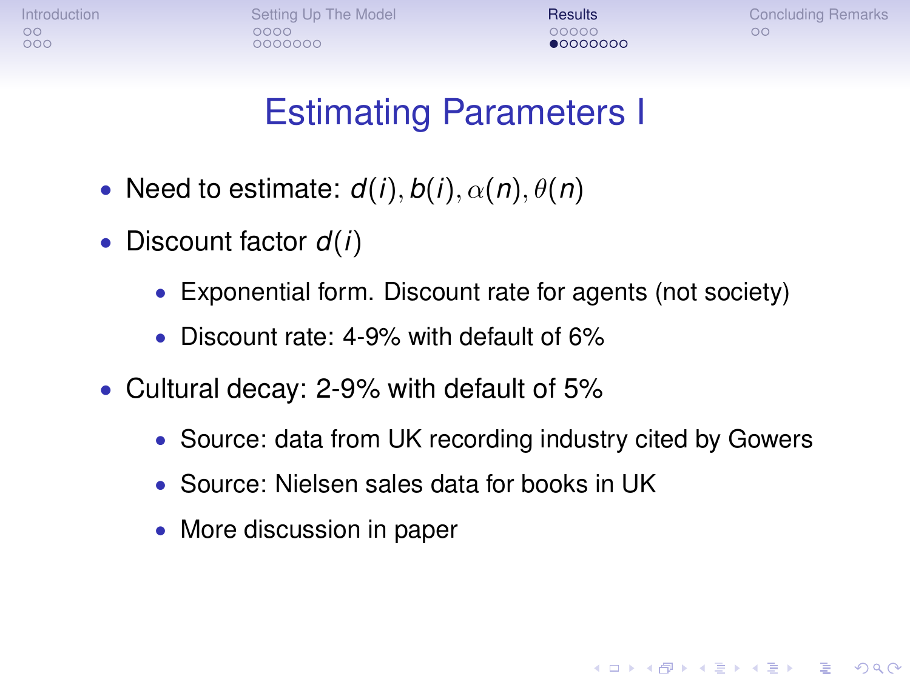# Estimating Parameters I

- Need to estimate: $d(i), b(i), \alpha(n), \theta(n)$
- Discount factor $d(i)$
  - Exponential form. Discount rate for agents (not society)
  - Discount rate: 4-9% with default of 6%
- Cultural decay: 2-9% with default of 5%
  - Source: data from UK recording industry cited by Gowers
  - Source: Nielsen sales data for books in UK
  - More discussion in paper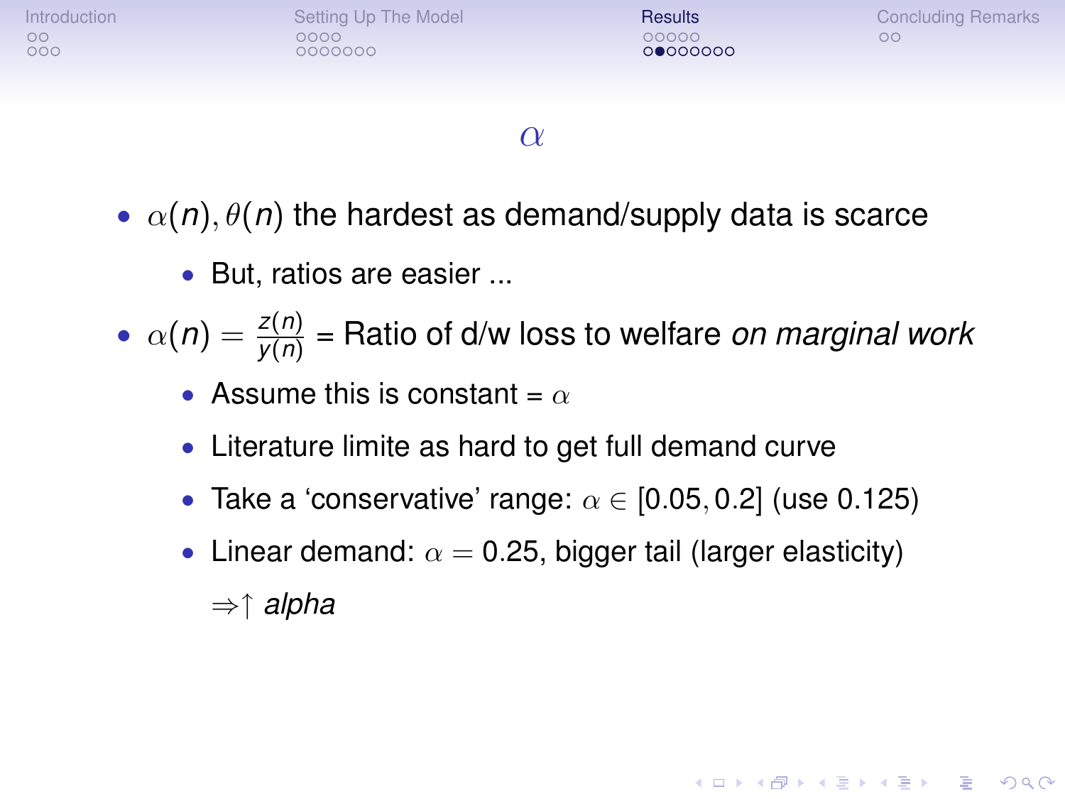# $\alpha$

- $\alpha(n), \theta(n)$ the hardest as demand/supply data is scarce
  - But, ratios are easier ...
- $\alpha(n) = \frac{z(n)}{y(n)}$ = Ratio of d/w loss to welfare *on marginal work*
  - Assume this is constant = $\alpha$
  - Literature limite as hard to get full demand curve
  - Take a 'conservative' range: $\alpha \in [0.05, 0.2]$ (use 0.125)
  - Linear demand: $\alpha = 0.25$, bigger tail (larger elasticity) $\Rightarrow \uparrow$ *alpha*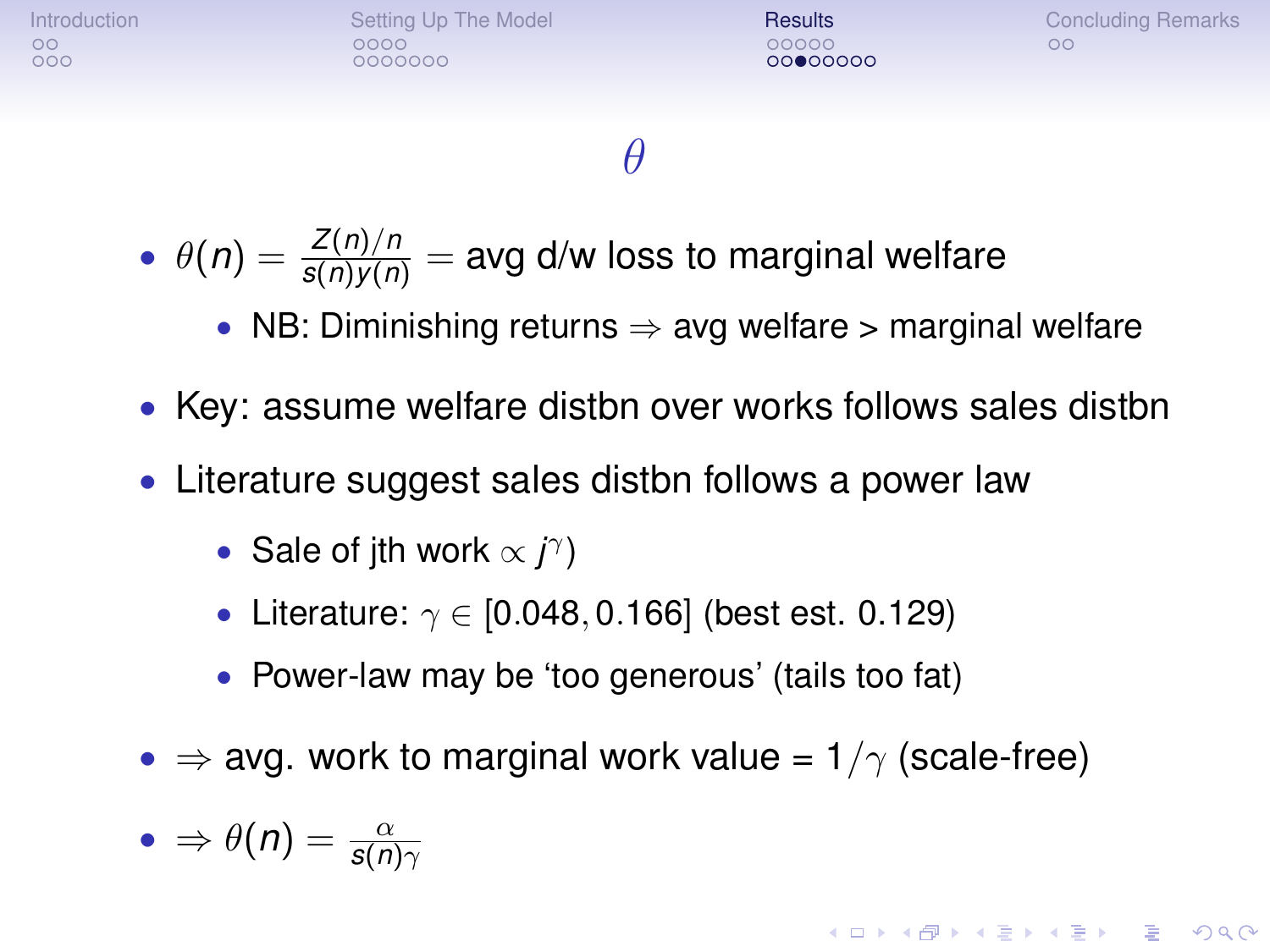# $\theta$

- $\theta(n) = \frac{Z(n)/n}{s(n)y(n)}$ = avg d/w loss to marginal welfare
  - NB: Diminishing returns $\Rightarrow$ avg welfare > marginal welfare
- Key: assume welfare distbn over works follows sales distbn
- Literature suggest sales distbn follows a power law
  - Sale of jth work $\propto j^{\gamma}$)
  - Literature: $\gamma \in [0.048, 0.166]$ (best est. 0.129)
  - Power-law may be 'too generous' (tails too fat)
- $\Rightarrow$ avg. work to marginal work value = $1/\gamma$ (scale-free)
- $\Rightarrow \theta(n) = \frac{\alpha}{s(n)\gamma}$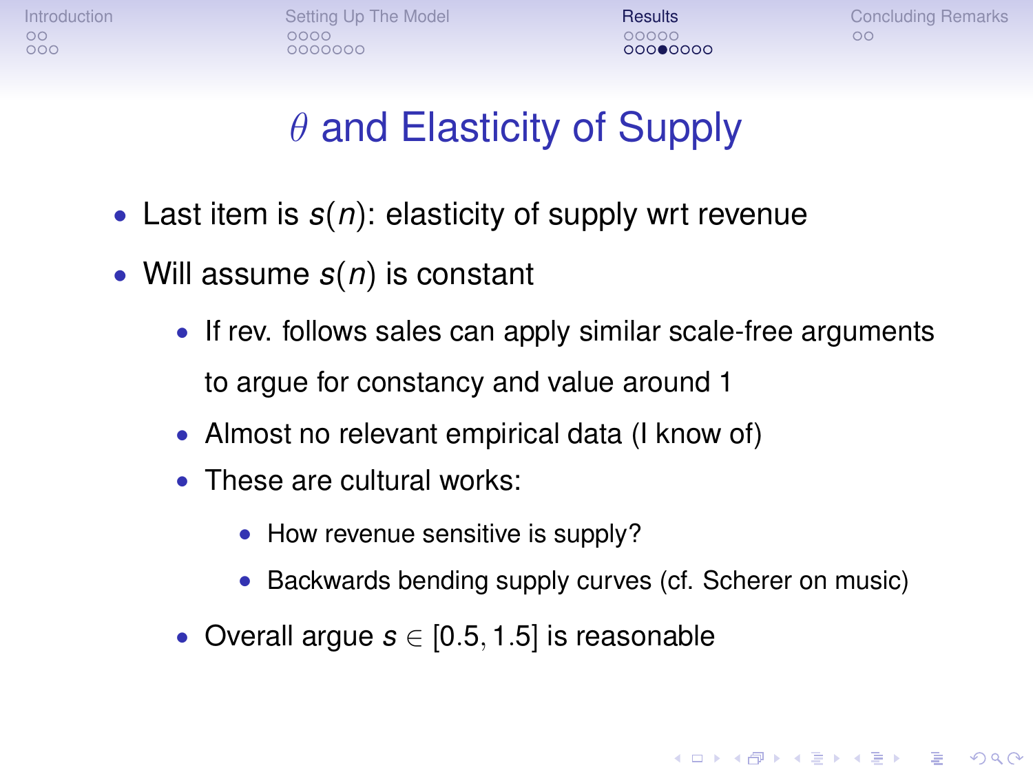# $\theta$ and Elasticity of Supply

- Last item is $s(n)$: elasticity of supply wrt revenue
- Will assume $s(n)$ is constant
  - If rev. follows sales can apply similar scale-free arguments to argue for constancy and value around 1
  - Almost no relevant empirical data (I know of)
  - These are cultural works:
    - How revenue sensitive is supply?
    - Backwards bending supply curves (cf. Scherer on music)
  - Overall argue $s \in [0.5, 1.5]$ is reasonable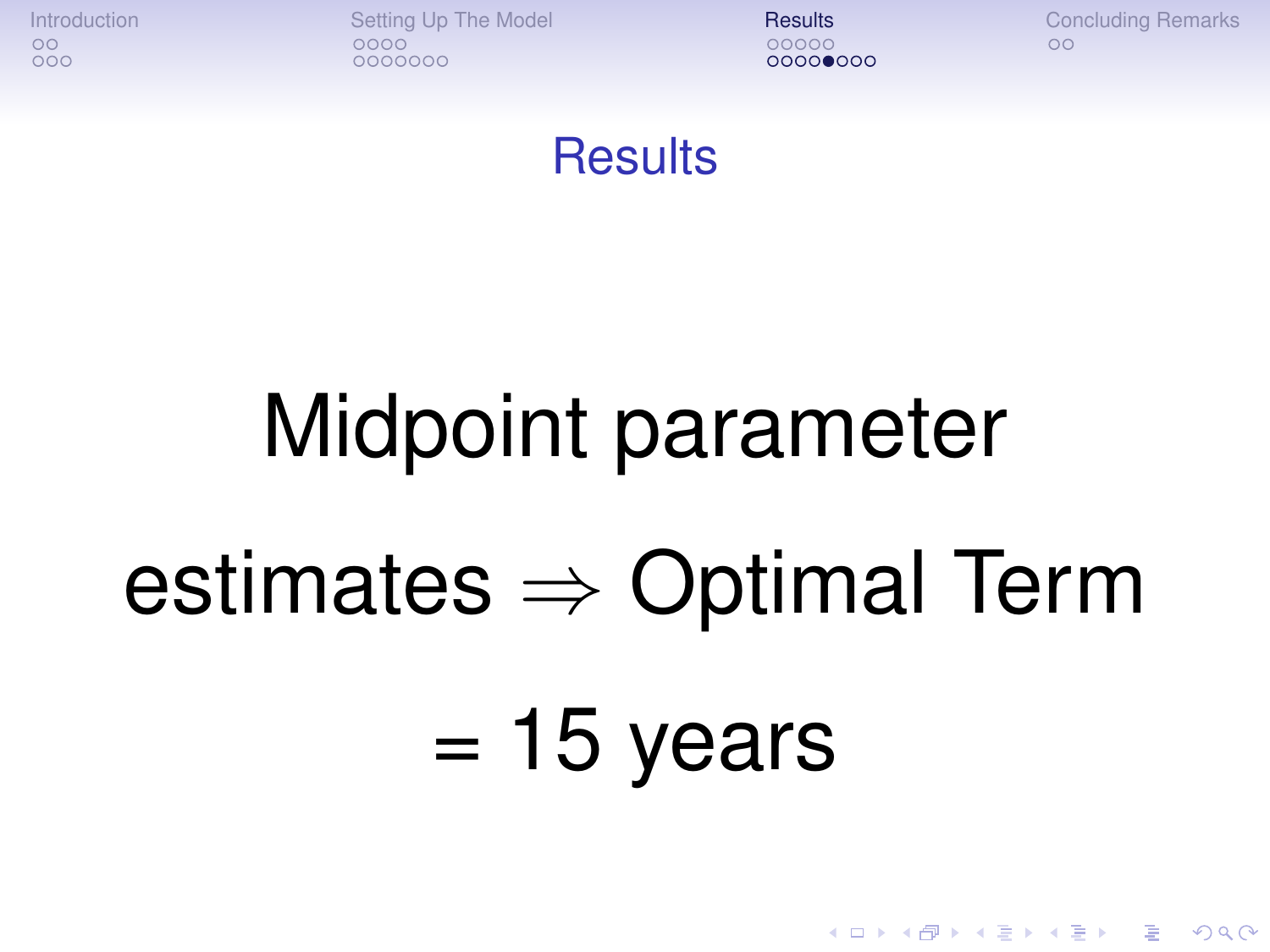# Results

Midpoint parameter estimates $\Rightarrow$ Optimal Term $= 15$ years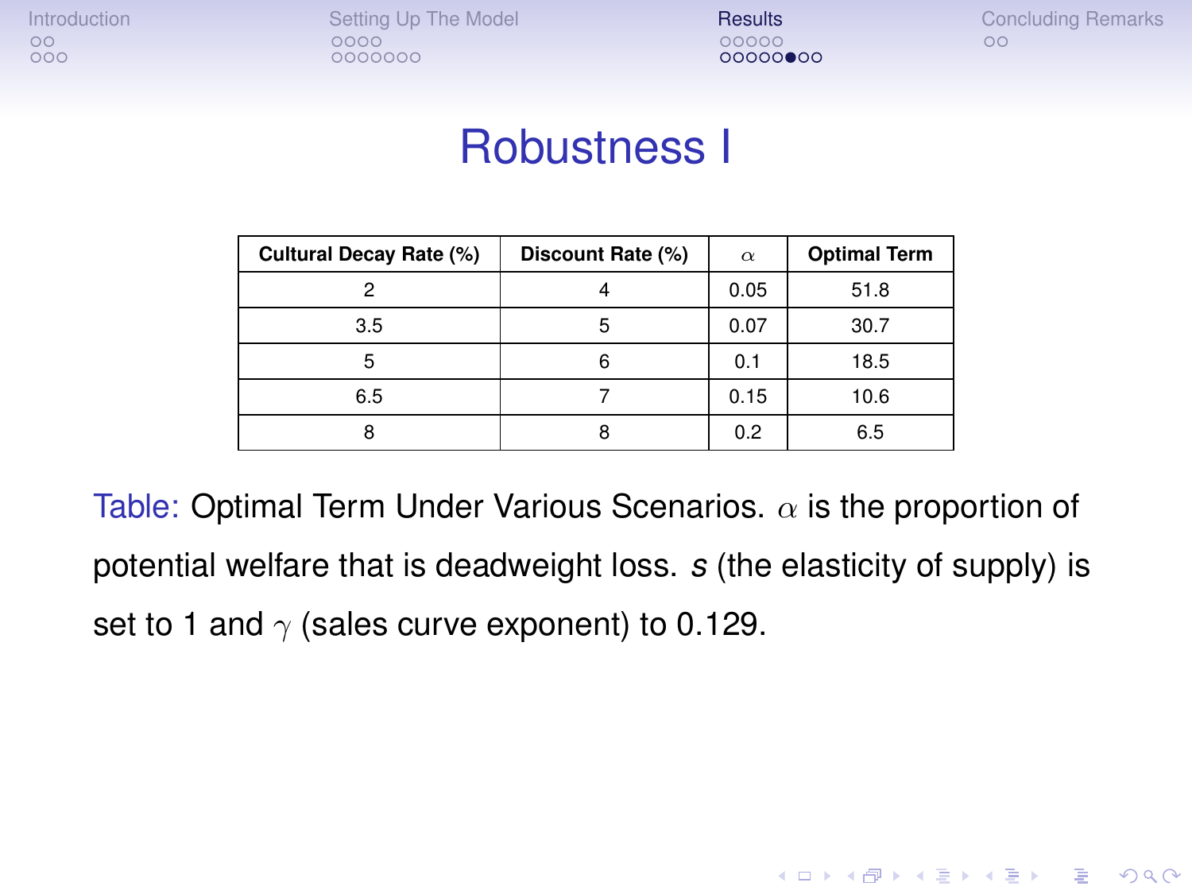# Robustness I

| Cultural Decay Rate (%) | Discount Rate (%) | $\alpha$ | Optimal Term |
|---|---|---|---|
| 2 | 4 | 0.05 | 51.8 |
| 3.5 | 5 | 0.07 | 30.7 |
| 5 | 6 | 0.1 | 18.5 |
| 6.5 | 7 | 0.15 | 10.6 |
| 8 | 8 | 0.2 | 6.5 |

Table: Optimal Term Under Various Scenarios. $\alpha$ is the proportion of potential welfare that is deadweight loss. $s$ (the elasticity of supply) is set to 1 and $\gamma$ (sales curve exponent) to 0.129.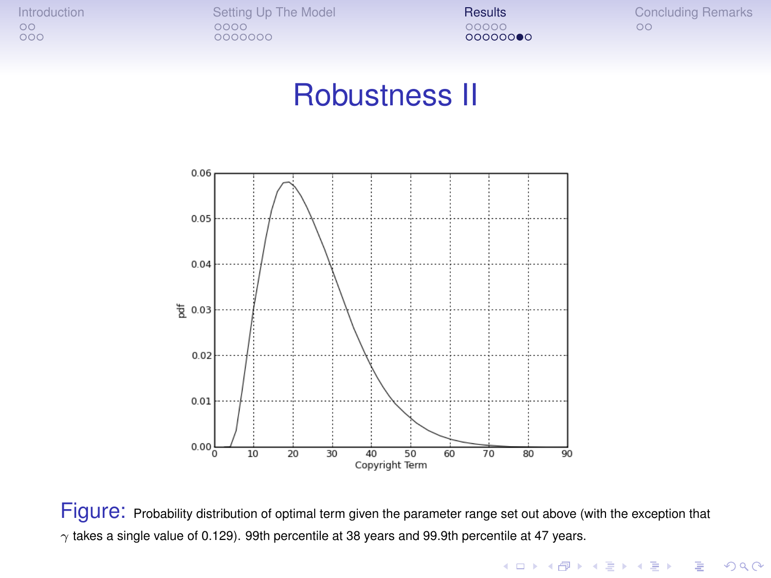# Robustness II

Figure: Probability distribution of optimal term given the parameter range set out above (with the exception that $\gamma$ takes a single value of 0.129). 99th percentile at 38 years and 99.9th percentile at 47 years.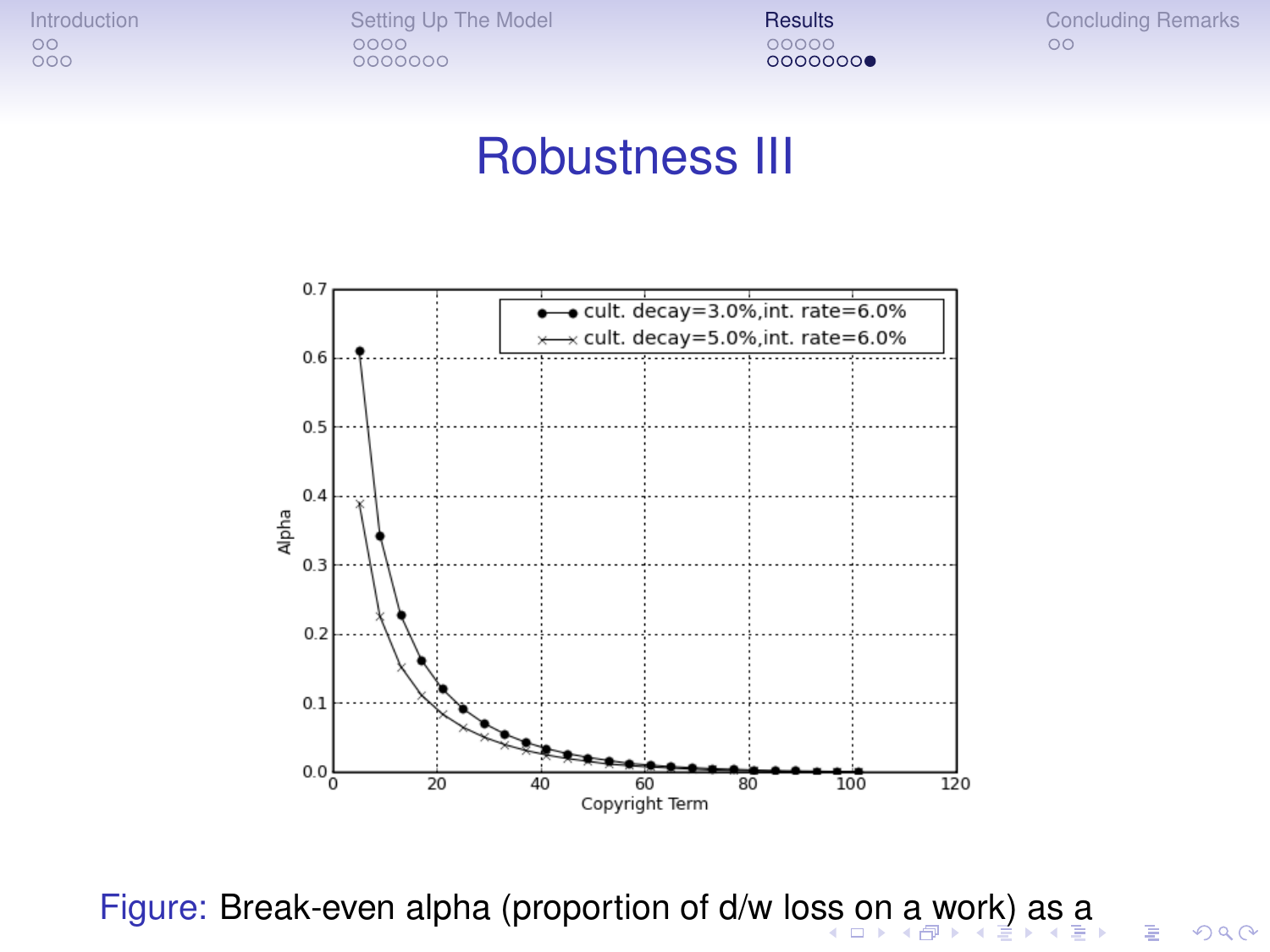# Robustness III

Figure: Break-even alpha (proportion of d/w loss on a work) as a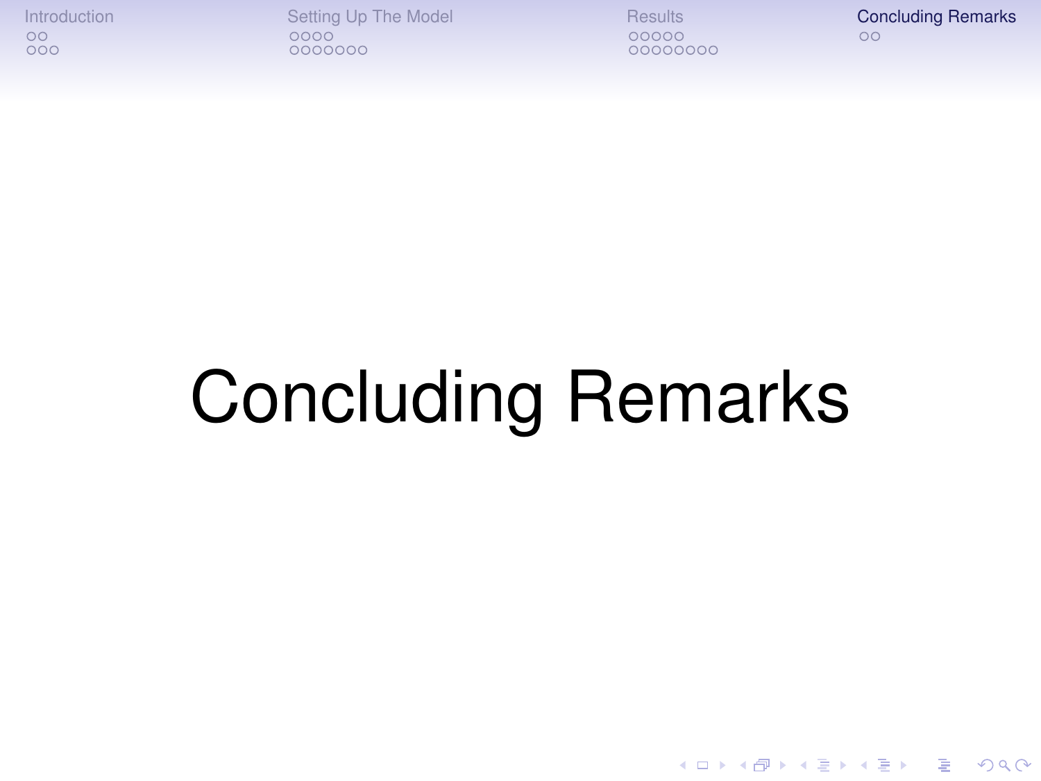# Concluding Remarks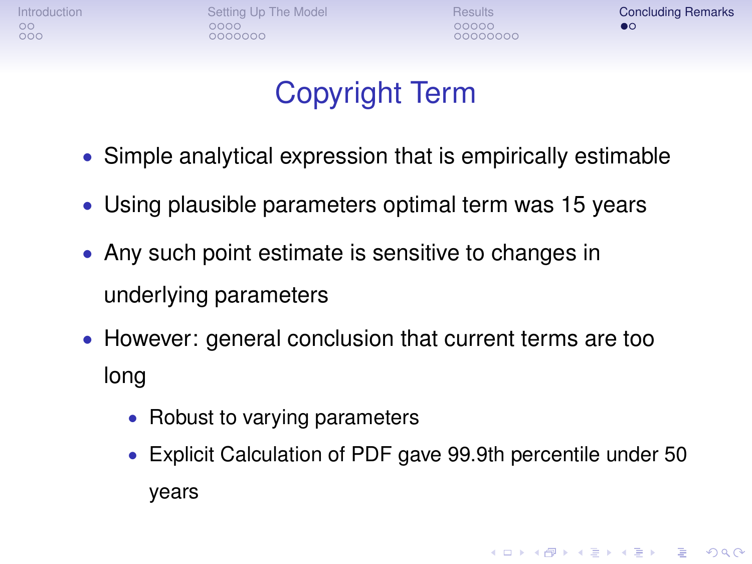# Copyright Term

- Simple analytical expression that is empirically estimable
- Using plausible parameters optimal term was 15 years
- Any such point estimate is sensitive to changes in underlying parameters
- However: general conclusion that current terms are too long
  - Robust to varying parameters
  - Explicit Calculation of PDF gave 99.9th percentile under 50 years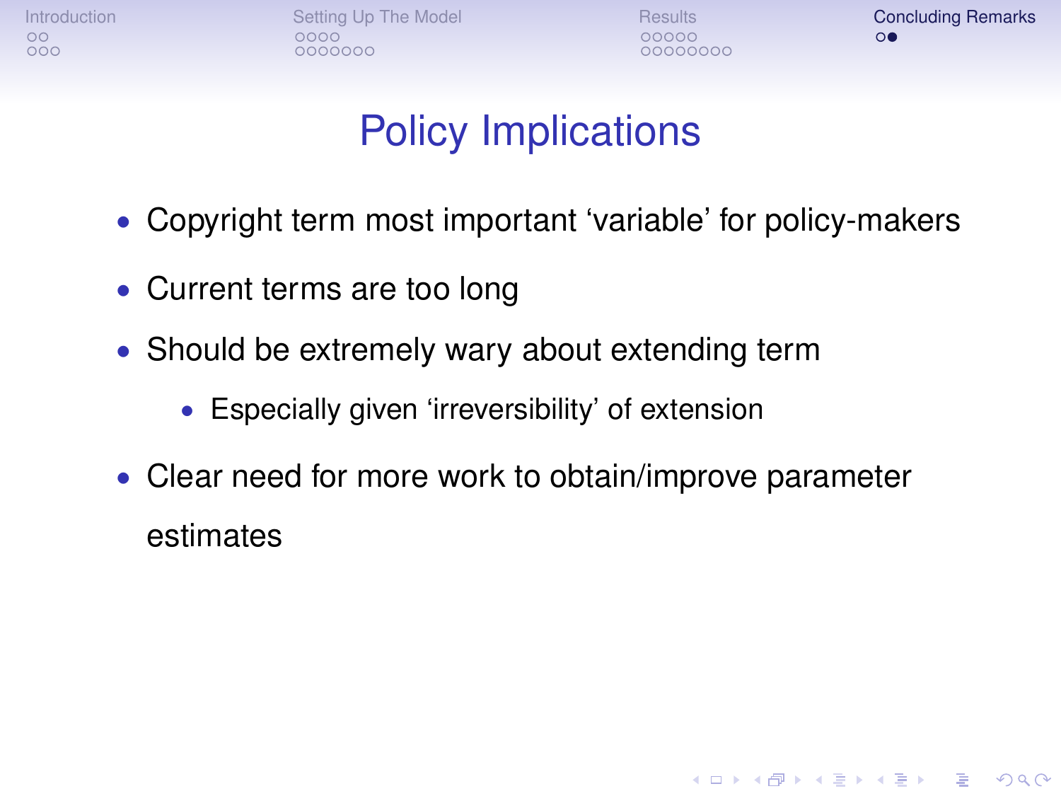# Policy Implications

- Copyright term most important ‘variable’ for policy-makers
- Current terms are too long
- Should be extremely wary about extending term
  - Especially given ‘irreversibility’ of extension
- Clear need for more work to obtain/improve parameter estimates